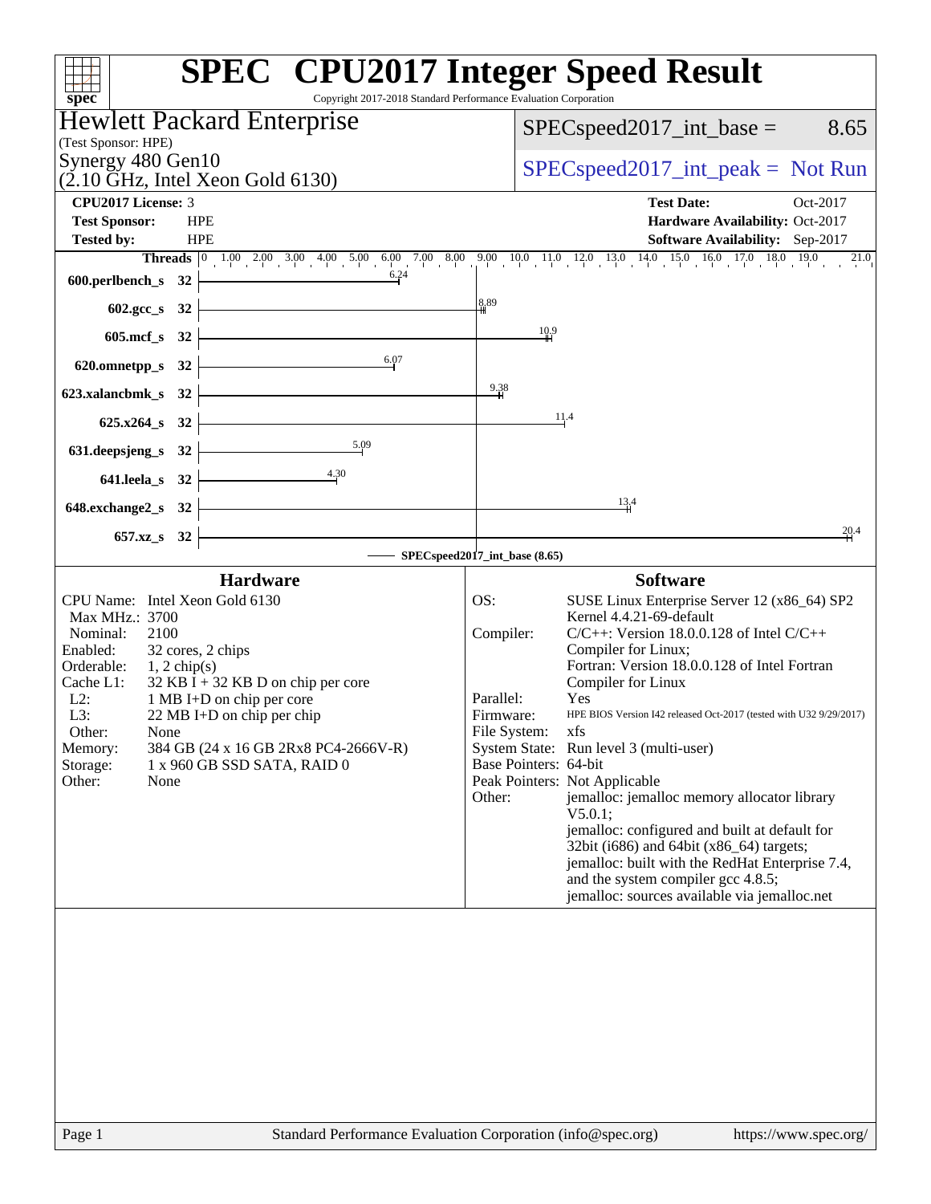# SPEC® CPU2017 Integer Speed Result

Copyright 2017-2018 Standard Performance Evaluation Corporation

**Hewlett Packard Enterprise**
(Test Sponsor: HPE)

**Synergy 480 Gen10**
(2.10 GHz, Intel Xeon Gold 6130)

SPECspeed2017_int_base = 8.65

SPECspeed2017_int_peak = Not Run

| | | | |
|---|---|---|---|
| **CPU2017 License:** | 3 | **Test Date:** | Oct-2017 |
| **Test Sponsor:** | HPE | **Hardware Availability:** | Oct-2017 |
| **Tested by:** | HPE | **Software Availability:** | Sep-2017 |

| Benchmark | Threads | Base Ratio |
|---|---|---|
| 600.perlbench_s | 32 | 6.24 |
| 602.gcc_s | 32 | 8.89 |
| 605.mcf_s | 32 | 10.9 |
| 620.omnetpp_s | 32 | 6.07 |
| 623.xalancbmk_s | 32 | 9.38 |
| 625.x264_s | 32 | 11.4 |
| 631.deepsjeng_s | 32 | 5.09 |
| 641.leela_s | 32 | 4.30 |
| 648.exchange2_s | 32 | 13.4 |
| 657.xz_s | 32 | 20.4 |

SPECspeed2017_int_base (8.65)

## Hardware

| | |
|---|---|
| CPU Name: | Intel Xeon Gold 6130 |
| Max MHz.: | 3700 |
| Nominal: | 2100 |
| Enabled: | 32 cores, 2 chips |
| Orderable: | 1, 2 chip(s) |
| Cache L1: | 32 KB I + 32 KB D on chip per core |
| L2: | 1 MB I+D on chip per core |
| L3: | 22 MB I+D on chip per chip |
| Other: | None |
| Memory: | 384 GB (24 x 16 GB 2Rx8 PC4-2666V-R) |
| Storage: | 1 x 960 GB SSD SATA, RAID 0 |
| Other: | None |

## Software

| | |
|---|---|
| OS: | SUSE Linux Enterprise Server 12 (x86_64) SP2 Kernel 4.4.21-69-default |
| Compiler: | C/C++: Version 18.0.0.128 of Intel C/C++ Compiler for Linux; Fortran: Version 18.0.0.128 of Intel Fortran Compiler for Linux |
| Parallel: | Yes |
| Firmware: | HPE BIOS Version I42 released Oct-2017 (tested with U32 9/29/2017) |
| File System: | xfs |
| System State: | Run level 3 (multi-user) |
| Base Pointers: | 64-bit |
| Peak Pointers: | Not Applicable |
| Other: | jemalloc: jemalloc memory allocator library V5.0.1; jemalloc: configured and built at default for 32bit (i686) and 64bit (x86_64) targets; jemalloc: built with the RedHat Enterprise 7.4, and the system compiler gcc 4.8.5; jemalloc: sources available via jemalloc.net |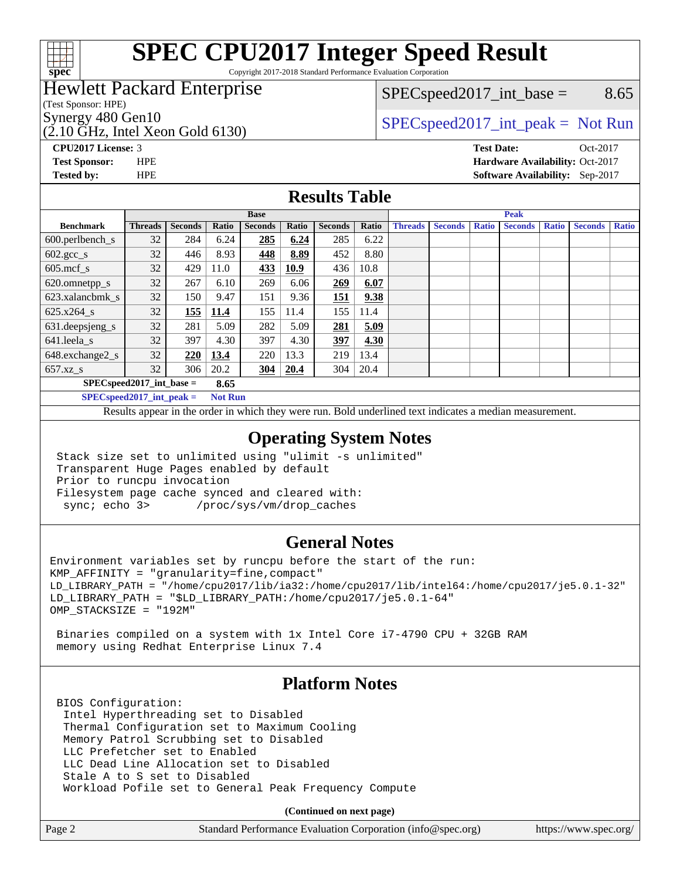# SPEC CPU2017 Integer Speed Result

Copyright 2017-2018 Standard Performance Evaluation Corporation

## Hewlett Packard Enterprise

(Test Sponsor: HPE)

Synergy 480 Gen10
(2.10 GHz, Intel Xeon Gold 6130)

SPECspeed2017_int_base = 8.65

SPECspeed2017_int_peak = Not Run

**CPU2017 License:** 3
**Test Sponsor:** HPE
**Tested by:** HPE

**Test Date:** Oct-2017
**Hardware Availability:** Oct-2017
**Software Availability:** Sep-2017

## Results Table

| | Base | | | | | | | Peak | | | | | | |
|---|---|---|---|---|---|---|---|---|---|---|---|---|---|---|
| **Benchmark** | **Threads** | **Seconds** | **Ratio** | **Seconds** | **Ratio** | **Seconds** | **Ratio** | **Threads** | **Seconds** | **Ratio** | **Seconds** | **Ratio** | **Seconds** | **Ratio** |
| 600.perlbench_s | 32 | 284 | 6.24 | **285** | **6.24** | 285 | 6.22 | | | | | | | |
| 602.gcc_s | 32 | 446 | 8.93 | **448** | **8.89** | 452 | 8.80 | | | | | | | |
| 605.mcf_s | 32 | 429 | 11.0 | **433** | **10.9** | 436 | 10.8 | | | | | | | |
| 620.omnetpp_s | 32 | 267 | 6.10 | 269 | 6.06 | **269** | **6.07** | | | | | | | |
| 623.xalancbmk_s | 32 | 150 | 9.47 | 151 | 9.36 | **151** | **9.38** | | | | | | | |
| 625.x264_s | 32 | **155** | **11.4** | 155 | 11.4 | 155 | 11.4 | | | | | | | |
| 631.deepsjeng_s | 32 | 281 | 5.09 | 282 | 5.09 | **281** | **5.09** | | | | | | | |
| 641.leela_s | 32 | 397 | 4.30 | 397 | 4.30 | **397** | **4.30** | | | | | | | |
| 648.exchange2_s | 32 | **220** | **13.4** | 220 | 13.3 | 219 | 13.4 | | | | | | | |
| 657.xz_s | 32 | 306 | 20.2 | **304** | **20.4** | 304 | 20.4 | | | | | | | |

**SPECspeed2017_int_base = 8.65**

**SPECspeed2017_int_peak = Not Run**

Results appear in the order in which they were run. Bold underlined text indicates a median measurement.

## Operating System Notes

```
Stack size set to unlimited using "ulimit -s unlimited"
Transparent Huge Pages enabled by default
Prior to runcpu invocation
Filesystem page cache synced and cleared with:
 sync; echo 3>       /proc/sys/vm/drop_caches
```

## General Notes

```
Environment variables set by runcpu before the start of the run:
KMP_AFFINITY = "granularity=fine,compact"
LD_LIBRARY_PATH = "/home/cpu2017/lib/ia32:/home/cpu2017/lib/intel64:/home/cpu2017/je5.0.1-32"
LD_LIBRARY_PATH = "$LD_LIBRARY_PATH:/home/cpu2017/je5.0.1-64"
OMP_STACKSIZE = "192M"

 Binaries compiled on a system with 1x Intel Core i7-4790 CPU + 32GB RAM
 memory using Redhat Enterprise Linux 7.4
```

## Platform Notes

```
BIOS Configuration:
 Intel Hyperthreading set to Disabled
 Thermal Configuration set to Maximum Cooling
 Memory Patrol Scrubbing set to Disabled
 LLC Prefetcher set to Enabled
 LLC Dead Line Allocation set to Disabled
 Stale A to S set to Disabled
 Workload Pofile set to General Peak Frequency Compute
```

**(Continued on next page)**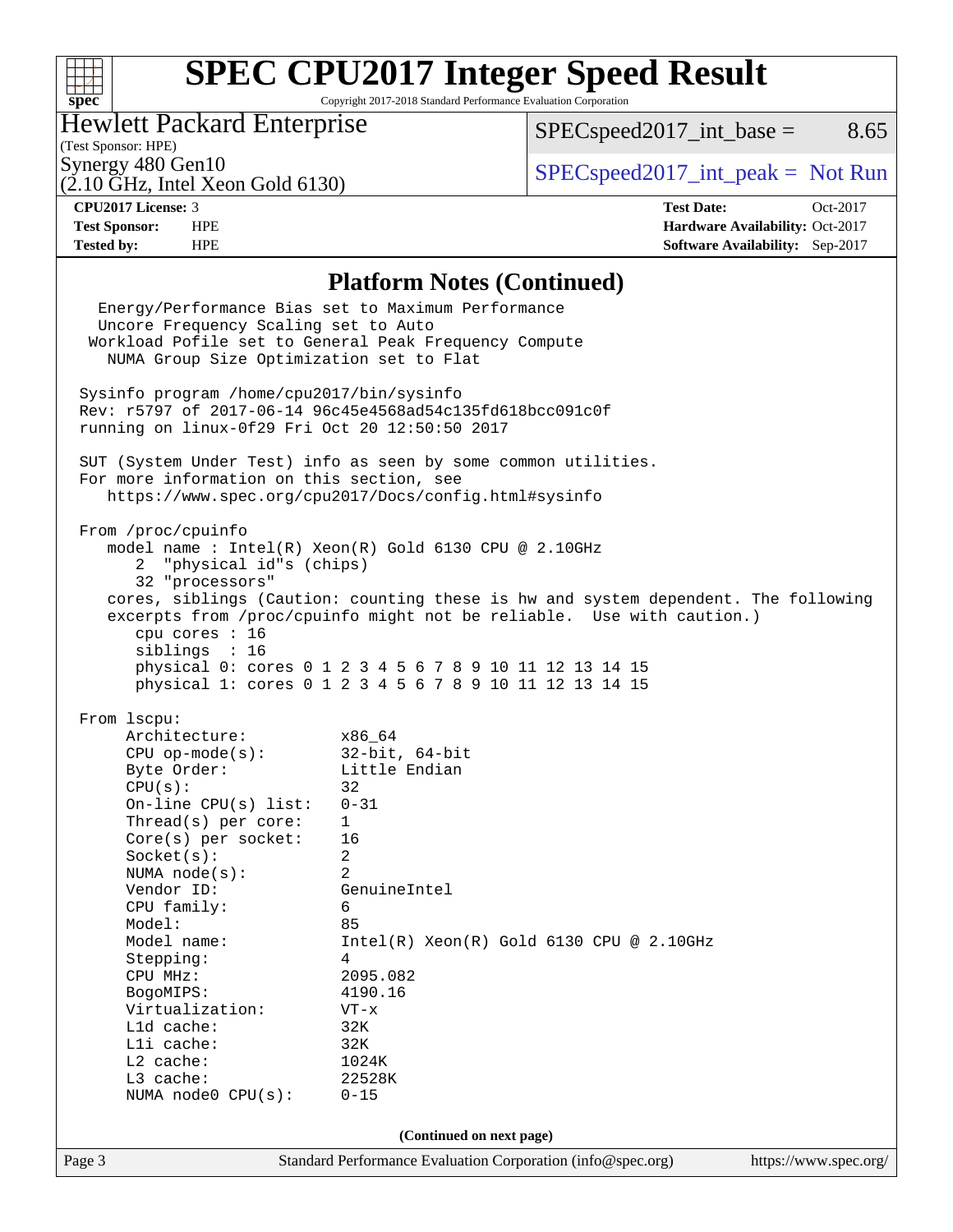# SPEC CPU2017 Integer Speed Result

Copyright 2017-2018 Standard Performance Evaluation Corporation

**Hewlett Packard Enterprise**
(Test Sponsor: HPE)
Synergy 480 Gen10
(2.10 GHz, Intel Xeon Gold 6130)

SPECspeed2017_int_base = 8.65

SPECspeed2017_int_peak = Not Run

**CPU2017 License:** 3
**Test Sponsor:** HPE
**Tested by:** HPE

**Test Date:** Oct-2017
**Hardware Availability:** Oct-2017
**Software Availability:** Sep-2017

## Platform Notes (Continued)

```
    Energy/Performance Bias set to Maximum Performance
    Uncore Frequency Scaling set to Auto
   Workload Pofile set to General Peak Frequency Compute
     NUMA Group Size Optimization set to Flat

 Sysinfo program /home/cpu2017/bin/sysinfo
 Rev: r5797 of 2017-06-14 96c45e4568ad54c135fd618bcc091c0f
 running on linux-0f29 Fri Oct 20 12:50:50 2017

 SUT (System Under Test) info as seen by some common utilities.
 For more information on this section, see
    https://www.spec.org/cpu2017/Docs/config.html#sysinfo

 From /proc/cpuinfo
    model name : Intel(R) Xeon(R) Gold 6130 CPU @ 2.10GHz
       2  "physical id"s (chips)
       32 "processors"
    cores, siblings (Caution: counting these is hw and system dependent. The following
    excerpts from /proc/cpuinfo might not be reliable.  Use with caution.)
       cpu cores : 16
       siblings  : 16
       physical 0: cores 0 1 2 3 4 5 6 7 8 9 10 11 12 13 14 15
       physical 1: cores 0 1 2 3 4 5 6 7 8 9 10 11 12 13 14 15

 From lscpu:
      Architecture:          x86_64
      CPU op-mode(s):        32-bit, 64-bit
      Byte Order:            Little Endian
      CPU(s):                32
      On-line CPU(s) list:   0-31
      Thread(s) per core:    1
      Core(s) per socket:    16
      Socket(s):             2
      NUMA node(s):          2
      Vendor ID:             GenuineIntel
      CPU family:            6
      Model:                 85
      Model name:            Intel(R) Xeon(R) Gold 6130 CPU @ 2.10GHz
      Stepping:              4
      CPU MHz:               2095.082
      BogoMIPS:              4190.16
      Virtualization:        VT-x
      L1d cache:             32K
      L1i cache:             32K
      L2 cache:              1024K
      L3 cache:              22528K
      NUMA node0 CPU(s):     0-15
```

**(Continued on next page)**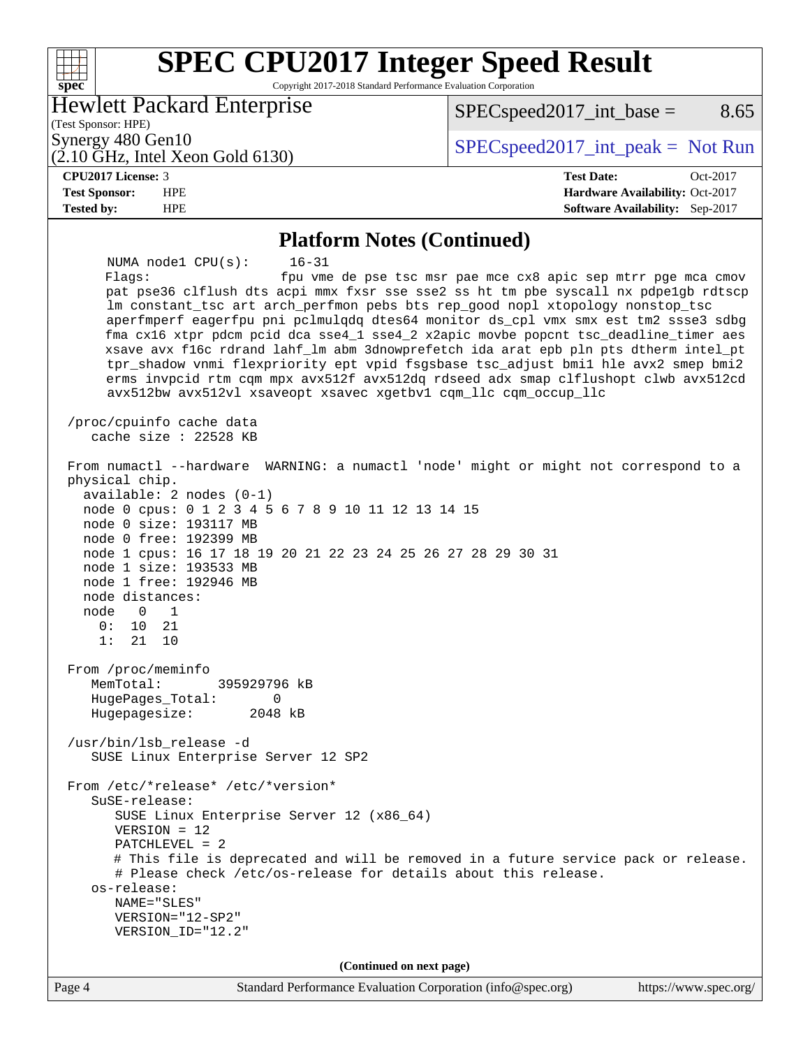## Platform Notes (Continued)

```
      NUMA node1 CPU(s):       16-31
      Flags:                   fpu vme de pse tsc msr pae mce cx8 apic sep mtrr pge mca cmov
      pat pse36 clflush dts acpi mmx fxsr sse sse2 ss ht tm pbe syscall nx pdpe1gb rdtscp
      lm constant_tsc art arch_perfmon pebs bts rep_good nopl xtopology nonstop_tsc
      aperfmperf eagerfpu pni pclmulqdq dtes64 monitor ds_cpl vmx smx est tm2 ssse3 sdbg
      fma cx16 xtpr pdcm pcid dca sse4_1 sse4_2 x2apic movbe popcnt tsc_deadline_timer aes
      xsave avx f16c rdrand lahf_lm abm 3dnowprefetch ida arat epb pln pts dtherm intel_pt
      tpr_shadow vnmi flexpriority ept vpid fsgsbase tsc_adjust bmi1 hle avx2 smep bmi2
      erms invpcid rtm cqm mpx avx512f avx512dq rdseed adx smap clflushopt clwb avx512cd
      avx512bw avx512vl xsaveopt xsavec xgetbv1 cqm_llc cqm_occup_llc

 /proc/cpuinfo cache data
    cache size : 22528 KB

 From numactl --hardware  WARNING: a numactl 'node' might or might not correspond to a
 physical chip.
   available: 2 nodes (0-1)
   node 0 cpus: 0 1 2 3 4 5 6 7 8 9 10 11 12 13 14 15
   node 0 size: 193117 MB
   node 0 free: 192399 MB
   node 1 cpus: 16 17 18 19 20 21 22 23 24 25 26 27 28 29 30 31
   node 1 size: 193533 MB
   node 1 free: 192946 MB
   node distances:
   node   0   1
     0:  10  21
     1:  21  10

 From /proc/meminfo
    MemTotal:       395929796 kB
    HugePages_Total:       0
    Hugepagesize:       2048 kB

 /usr/bin/lsb_release -d
    SUSE Linux Enterprise Server 12 SP2

 From /etc/*release* /etc/*version*
    SuSE-release:
       SUSE Linux Enterprise Server 12 (x86_64)
       VERSION = 12
       PATCHLEVEL = 2
       # This file is deprecated and will be removed in a future service pack or release.
       # Please check /etc/os-release for details about this release.
    os-release:
       NAME="SLES"
       VERSION="12-SP2"
       VERSION_ID="12.2"
```

(Continued on next page)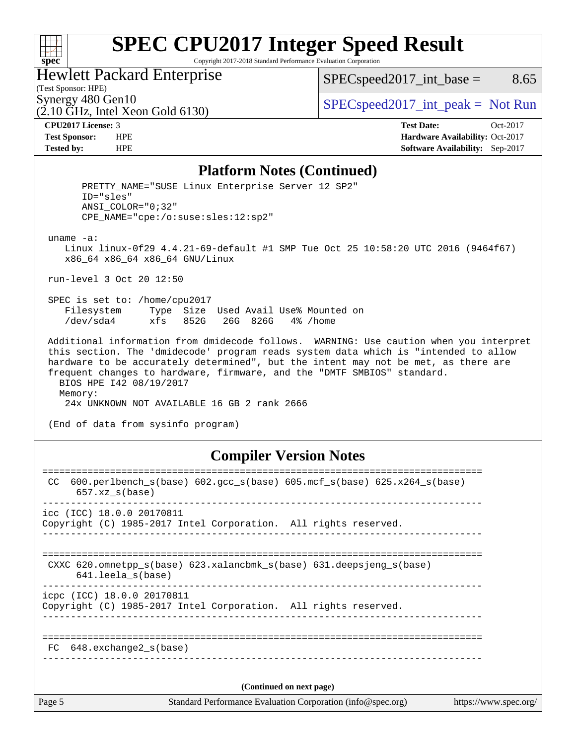## Platform Notes (Continued)

```
       PRETTY_NAME="SUSE Linux Enterprise Server 12 SP2"
       ID="sles"
       ANSI_COLOR="0;32"
       CPE_NAME="cpe:/o:suse:sles:12:sp2"

 uname -a:
    Linux linux-0f29 4.4.21-69-default #1 SMP Tue Oct 25 10:58:20 UTC 2016 (9464f67)
    x86_64 x86_64 x86_64 GNU/Linux

 run-level 3 Oct 20 12:50

 SPEC is set to: /home/cpu2017
    Filesystem     Type  Size  Used Avail Use% Mounted on
    /dev/sda4      xfs   852G   26G  826G   4% /home

 Additional information from dmidecode follows.  WARNING: Use caution when you interpret
 this section. The 'dmidecode' program reads system data which is "intended to allow
 hardware to be accurately determined", but the intent may not be met, as there are
 frequent changes to hardware, firmware, and the "DMTF SMBIOS" standard.
   BIOS HPE I42 08/19/2017
   Memory:
    24x UNKNOWN NOT AVAILABLE 16 GB 2 rank 2666

 (End of data from sysinfo program)
```

## Compiler Version Notes

```
==============================================================================
 CC  600.perlbench_s(base) 602.gcc_s(base) 605.mcf_s(base) 625.x264_s(base)
      657.xz_s(base)
------------------------------------------------------------------------------
icc (ICC) 18.0.0 20170811
Copyright (C) 1985-2017 Intel Corporation.  All rights reserved.
------------------------------------------------------------------------------

==============================================================================
 CXXC 620.omnetpp_s(base) 623.xalancbmk_s(base) 631.deepsjeng_s(base)
      641.leela_s(base)
------------------------------------------------------------------------------
icpc (ICC) 18.0.0 20170811
Copyright (C) 1985-2017 Intel Corporation.  All rights reserved.
------------------------------------------------------------------------------

==============================================================================
 FC  648.exchange2_s(base)
------------------------------------------------------------------------------
```

(Continued on next page)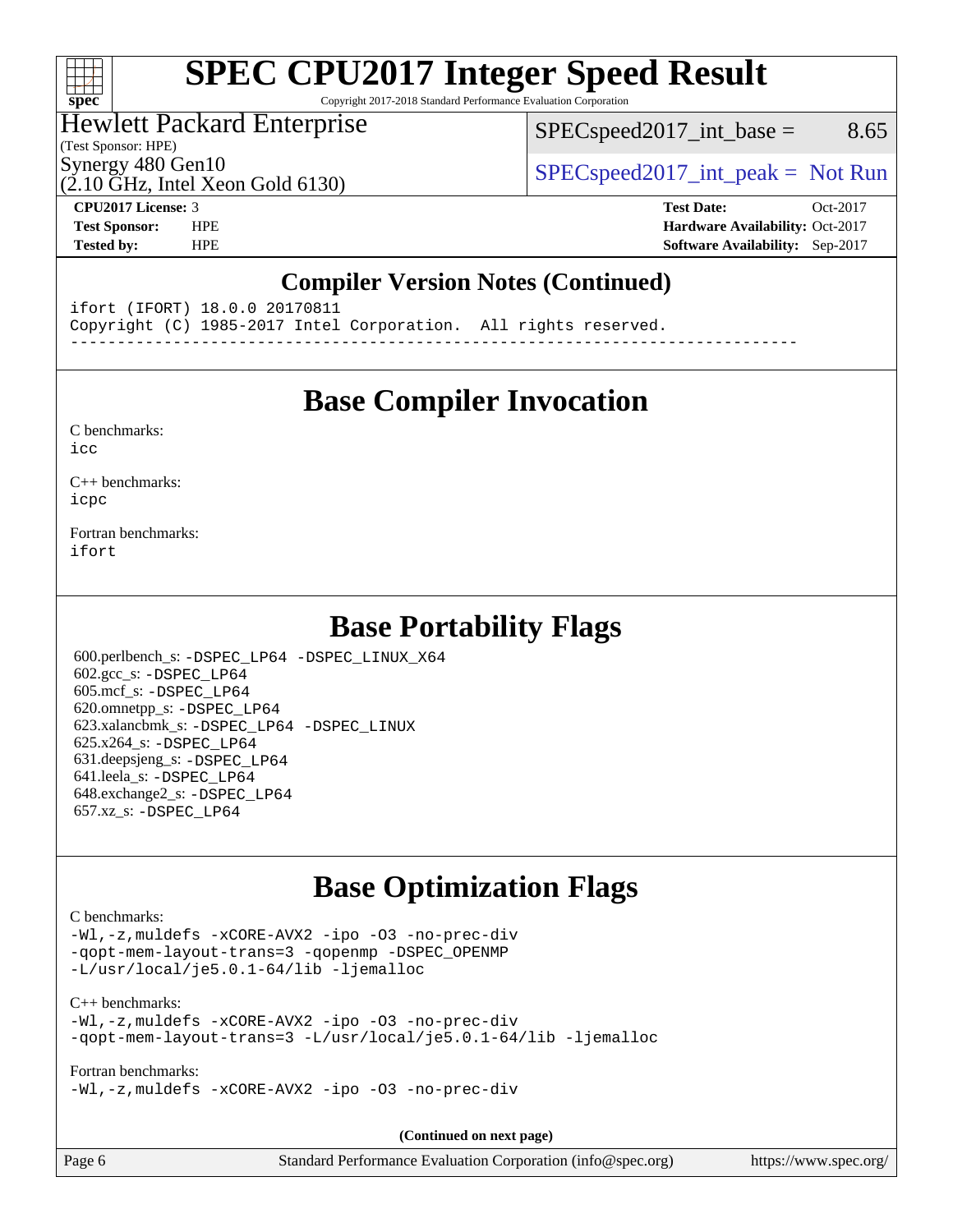# SPEC CPU2017 Integer Speed Result

Copyright 2017-2018 Standard Performance Evaluation Corporation

Hewlett Packard Enterprise
(Test Sponsor: HPE)
Synergy 480 Gen10
(2.10 GHz, Intel Xeon Gold 6130)

SPECspeed2017_int_base = 8.65

SPECspeed2017_int_peak = Not Run

**CPU2017 License:** 3
**Test Sponsor:** HPE
**Tested by:** HPE

**Test Date:** Oct-2017
**Hardware Availability:** Oct-2017
**Software Availability:** Sep-2017

## Compiler Version Notes (Continued)

```
ifort (IFORT) 18.0.0 20170811
Copyright (C) 1985-2017 Intel Corporation.  All rights reserved.
------------------------------------------------------------------------------
```

## Base Compiler Invocation

C benchmarks:
`icc`

C++ benchmarks:
`icpc`

Fortran benchmarks:
`ifort`

## Base Portability Flags

600.perlbench_s: `-DSPEC_LP64 -DSPEC_LINUX_X64`
602.gcc_s: `-DSPEC_LP64`
605.mcf_s: `-DSPEC_LP64`
620.omnetpp_s: `-DSPEC_LP64`
623.xalancbmk_s: `-DSPEC_LP64 -DSPEC_LINUX`
625.x264_s: `-DSPEC_LP64`
631.deepsjeng_s: `-DSPEC_LP64`
641.leela_s: `-DSPEC_LP64`
648.exchange2_s: `-DSPEC_LP64`
657.xz_s: `-DSPEC_LP64`

## Base Optimization Flags

C benchmarks:
```
-Wl,-z,muldefs -xCORE-AVX2 -ipo -O3 -no-prec-div
-qopt-mem-layout-trans=3 -qopenmp -DSPEC_OPENMP
-L/usr/local/je5.0.1-64/lib -ljemalloc
```

C++ benchmarks:
```
-Wl,-z,muldefs -xCORE-AVX2 -ipo -O3 -no-prec-div
-qopt-mem-layout-trans=3 -L/usr/local/je5.0.1-64/lib -ljemalloc
```

Fortran benchmarks:
```
-Wl,-z,muldefs -xCORE-AVX2 -ipo -O3 -no-prec-div
```

**(Continued on next page)**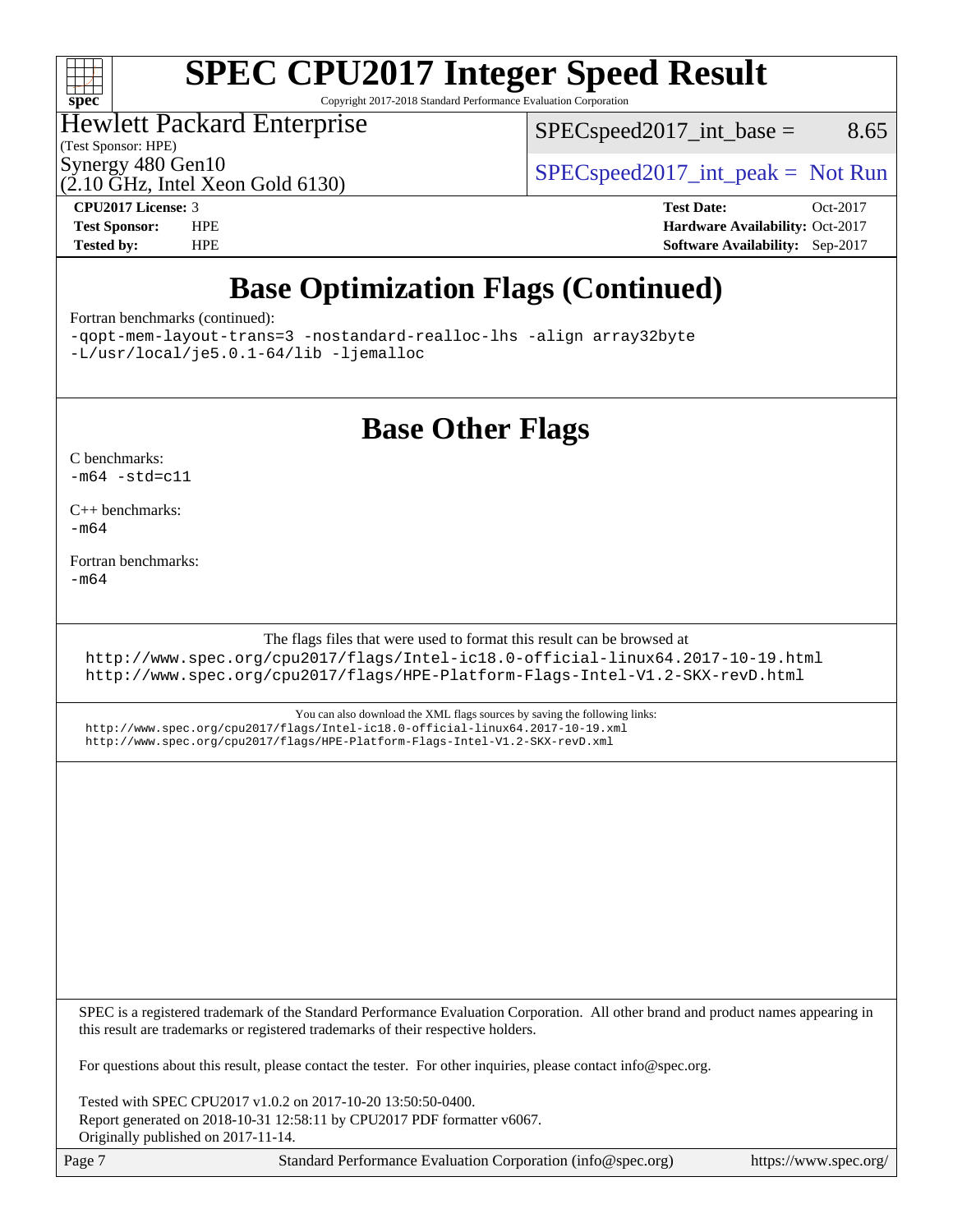# SPEC CPU2017 Integer Speed Result

Copyright 2017-2018 Standard Performance Evaluation Corporation

**Hewlett Packard Enterprise**
(Test Sponsor: HPE)
Synergy 480 Gen10
(2.10 GHz, Intel Xeon Gold 6130)

SPECspeed2017_int_base = 8.65

SPECspeed2017_int_peak = Not Run

**CPU2017 License:** 3
**Test Sponsor:** HPE
**Tested by:** HPE

**Test Date:** Oct-2017
**Hardware Availability:** Oct-2017
**Software Availability:** Sep-2017

## Base Optimization Flags (Continued)

Fortran benchmarks (continued):

```
-qopt-mem-layout-trans=3 -nostandard-realloc-lhs -align array32byte
-L/usr/local/je5.0.1-64/lib -ljemalloc
```

## Base Other Flags

C benchmarks:

```
-m64 -std=c11
```

C++ benchmarks:

```
-m64
```

Fortran benchmarks:

```
-m64
```

The flags files that were used to format this result can be browsed at

http://www.spec.org/cpu2017/flags/Intel-ic18.0-official-linux64.2017-10-19.html
http://www.spec.org/cpu2017/flags/HPE-Platform-Flags-Intel-V1.2-SKX-revD.html

You can also download the XML flags sources by saving the following links:

http://www.spec.org/cpu2017/flags/Intel-ic18.0-official-linux64.2017-10-19.xml
http://www.spec.org/cpu2017/flags/HPE-Platform-Flags-Intel-V1.2-SKX-revD.xml

SPEC is a registered trademark of the Standard Performance Evaluation Corporation. All other brand and product names appearing in this result are trademarks or registered trademarks of their respective holders.

For questions about this result, please contact the tester. For other inquiries, please contact info@spec.org.

Tested with SPEC CPU2017 v1.0.2 on 2017-10-20 13:50:50-0400.
Report generated on 2018-10-31 12:58:11 by CPU2017 PDF formatter v6067.
Originally published on 2017-11-14.